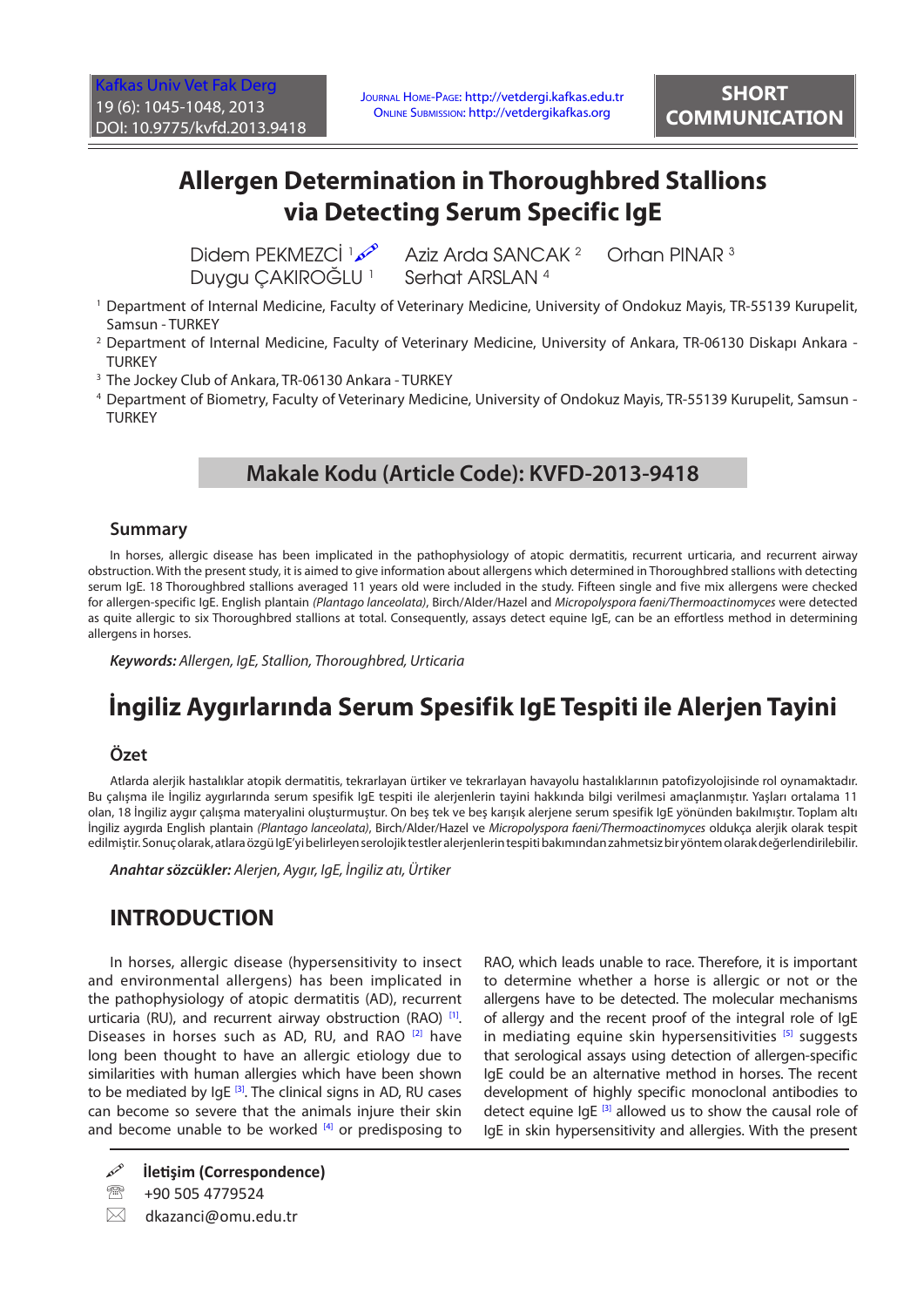# Allergen Determination in Thoroughbred Stallions via Detecting Serum Specific IgE

Didem PEKMEZCİ [1] Aziz Arda SANCAK [2] Orhan PINAR [3]
Duygu ÇAKIROĞLU [1] Serhat ARSLAN [4]

[1] Department of Internal Medicine, Faculty of Veterinary Medicine, University of Ondokuz Mayis, TR-55139 Kurupelit, Samsun - TURKEY

[2] Department of Internal Medicine, Faculty of Veterinary Medicine, University of Ankara, TR-06130 Diskapı Ankara - TURKEY

[3] The Jockey Club of Ankara, TR-06130 Ankara - TURKEY

[4] Department of Biometry, Faculty of Veterinary Medicine, University of Ondokuz Mayis, TR-55139 Kurupelit, Samsun - TURKEY

**Makale Kodu (Article Code): KVFD-2013-9418**

## Summary

In horses, allergic disease has been implicated in the pathophysiology of atopic dermatitis, recurrent urticaria, and recurrent airway obstruction. With the present study, it is aimed to give information about allergens which determined in Thoroughbred stallions with detecting serum IgE. 18 Thoroughbred stallions averaged 11 years old were included in the study. Fifteen single and five mix allergens were checked for allergen-specific IgE. English plantain *(Plantago lanceolata)*, Birch/Alder/Hazel and *Micropolyspora faeni/Thermoactinomyces* were detected as quite allergic to six Thoroughbred stallions at total. Consequently, assays detect equine IgE, can be an effortless method in determining allergens in horses.

***Keywords:*** *Allergen, IgE, Stallion, Thoroughbred, Urticaria*

# İngiliz Aygırlarında Serum Spesifik IgE Tespiti ile Alerjen Tayini

## Özet

Atlarda alerjik hastalıklar atopik dermatitis, tekrarlayan ürtiker ve tekrarlayan havayolu hastalıklarının patofizyolojisinde rol oynamaktadır. Bu çalışma ile İngiliz aygırlarında serum spesifik IgE tespiti ile alerjenlerin tayini hakkında bilgi verilmesi amaçlanmıştır. Yaşları ortalama 11 olan, 18 İngiliz aygır çalışma materyalini oluşturmuştur. On beş tek ve beş karışık alerjene serum spesifik IgE yönünden bakılmıştır. Toplam altı İngiliz aygırda English plantain *(Plantago lanceolata)*, Birch/Alder/Hazel ve *Micropolyspora faeni/Thermoactinomyces* oldukça alerjik olarak tespit edilmiştir. Sonuç olarak, atlara özgü IgE'yi belirleyen serolojik testler alerjenlerin tespiti bakımından zahmetsiz bir yöntem olarak değerlendirilebilir.

***Anahtar sözcükler:*** *Alerjen, Aygır, IgE, İngiliz atı, Ürtiker*

## INTRODUCTION

In horses, allergic disease (hypersensitivity to insect and environmental allergens) has been implicated in the pathophysiology of atopic dermatitis (AD), recurrent urticaria (RU), and recurrent airway obstruction (RAO) [1]. Diseases in horses such as AD, RU, and RAO [2] have long been thought to have an allergic etiology due to similarities with human allergies which have been shown to be mediated by IgE [3]. The clinical signs in AD, RU cases can become so severe that the animals injure their skin and become unable to be worked [4] or predisposing to RAO, which leads unable to race. Therefore, it is important to determine whether a horse is allergic or not or the allergens have to be detected. The molecular mechanisms of allergy and the recent proof of the integral role of IgE in mediating equine skin hypersensitivities [5] suggests that serological assays using detection of allergen-specific IgE could be an alternative method in horses. The recent development of highly specific monoclonal antibodies to detect equine IgE [3] allowed us to show the causal role of IgE in skin hypersensitivity and allergies. With the present

**İletişim (Correspondence)**

+90 505 4779524

dkazanci@omu.edu.tr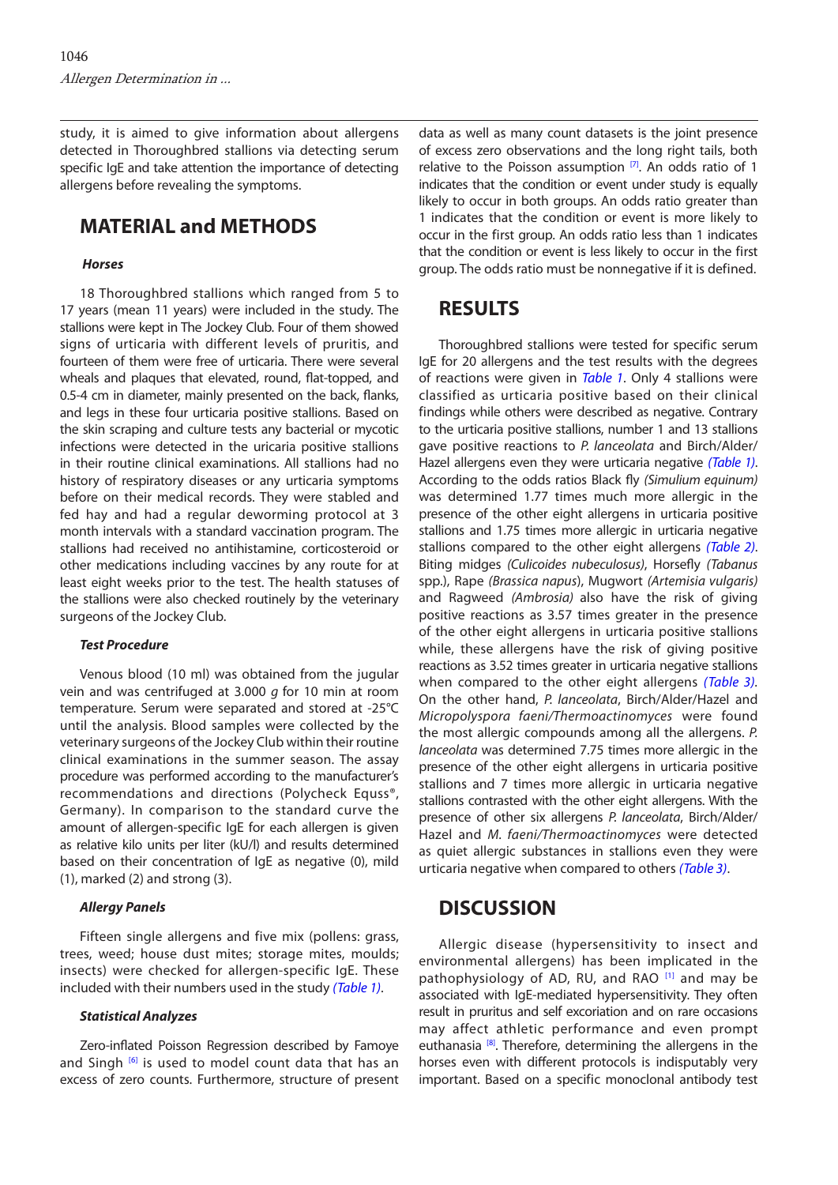study, it is aimed to give information about allergens detected in Thoroughbred stallions via detecting serum specific IgE and take attention the importance of detecting allergens before revealing the symptoms.

## MATERIAL and METHODS

### *Horses*

18 Thoroughbred stallions which ranged from 5 to 17 years (mean 11 years) were included in the study. The stallions were kept in The Jockey Club. Four of them showed signs of urticaria with different levels of pruritis, and fourteen of them were free of urticaria. There were several wheals and plaques that elevated, round, flat-topped, and 0.5-4 cm in diameter, mainly presented on the back, flanks, and legs in these four urticaria positive stallions. Based on the skin scraping and culture tests any bacterial or mycotic infections were detected in the uricaria positive stallions in their routine clinical examinations. All stallions had no history of respiratory diseases or any urticaria symptoms before on their medical records. They were stabled and fed hay and had a regular deworming protocol at 3 month intervals with a standard vaccination program. The stallions had received no antihistamine, corticosteroid or other medications including vaccines by any route for at least eight weeks prior to the test. The health statuses of the stallions were also checked routinely by the veterinary surgeons of the Jockey Club.

### *Test Procedure*

Venous blood (10 ml) was obtained from the jugular vein and was centrifuged at 3.000 *g* for 10 min at room temperature. Serum were separated and stored at -25°C until the analysis. Blood samples were collected by the veterinary surgeons of the Jockey Club within their routine clinical examinations in the summer season. The assay procedure was performed according to the manufacturer's recommendations and directions (Polycheck Equss®, Germany). In comparison to the standard curve the amount of allergen-specific IgE for each allergen is given as relative kilo units per liter (kU/l) and results determined based on their concentration of IgE as negative (0), mild (1), marked (2) and strong (3).

### *Allergy Panels*

Fifteen single allergens and five mix (pollens: grass, trees, weed; house dust mites; storage mites, moulds; insects) were checked for allergen-specific IgE. These included with their numbers used in the study *(Table 1)*.

### *Statistical Analyzes*

Zero-inflated Poisson Regression described by Famoye and Singh [6] is used to model count data that has an excess of zero counts. Furthermore, structure of present data as well as many count datasets is the joint presence of excess zero observations and the long right tails, both relative to the Poisson assumption [7]. An odds ratio of 1 indicates that the condition or event under study is equally likely to occur in both groups. An odds ratio greater than 1 indicates that the condition or event is more likely to occur in the first group. An odds ratio less than 1 indicates that the condition or event is less likely to occur in the first group. The odds ratio must be nonnegative if it is defined.

## RESULTS

Thoroughbred stallions were tested for specific serum IgE for 20 allergens and the test results with the degrees of reactions were given in *Table 1*. Only 4 stallions were classified as urticaria positive based on their clinical findings while others were described as negative. Contrary to the urticaria positive stallions, number 1 and 13 stallions gave positive reactions to *P. lanceolata* and Birch/Alder/Hazel allergens even they were urticaria negative *(Table 1)*. According to the odds ratios Black fly *(Simulium equinum)* was determined 1.77 times much more allergic in the presence of the other eight allergens in urticaria positive stallions and 1.75 times more allergic in urticaria negative stallions compared to the other eight allergens *(Table 2)*. Biting midges *(Culicoides nubeculosus)*, Horsefly *(Tabanus* spp.), Rape *(Brassica napus)*, Mugwort *(Artemisia vulgaris)* and Ragweed *(Ambrosia)* also have the risk of giving positive reactions as 3.57 times greater in the presence of the other eight allergens in urticaria positive stallions while, these allergens have the risk of giving positive reactions as 3.52 times greater in urticaria negative stallions when compared to the other eight allergens *(Table 3)*. On the other hand, *P. lanceolata*, Birch/Alder/Hazel and *Micropolyspora faeni/Thermoactinomyces* were found the most allergic compounds among all the allergens. *P. lanceolata* was determined 7.75 times more allergic in the presence of the other eight allergens in urticaria positive stallions and 7 times more allergic in urticaria negative stallions contrasted with the other eight allergens. With the presence of other six allergens *P. lanceolata*, Birch/Alder/Hazel and *M. faeni/Thermoactinomyces* were detected as quiet allergic substances in stallions even they were urticaria negative when compared to others *(Table 3)*.

## DISCUSSION

Allergic disease (hypersensitivity to insect and environmental allergens) has been implicated in the pathophysiology of AD, RU, and RAO [1] and may be associated with IgE-mediated hypersensitivity. They often result in pruritus and self excoriation and on rare occasions may affect athletic performance and even prompt euthanasia [8]. Therefore, determining the allergens in the horses even with different protocols is indisputably very important. Based on a specific monoclonal antibody test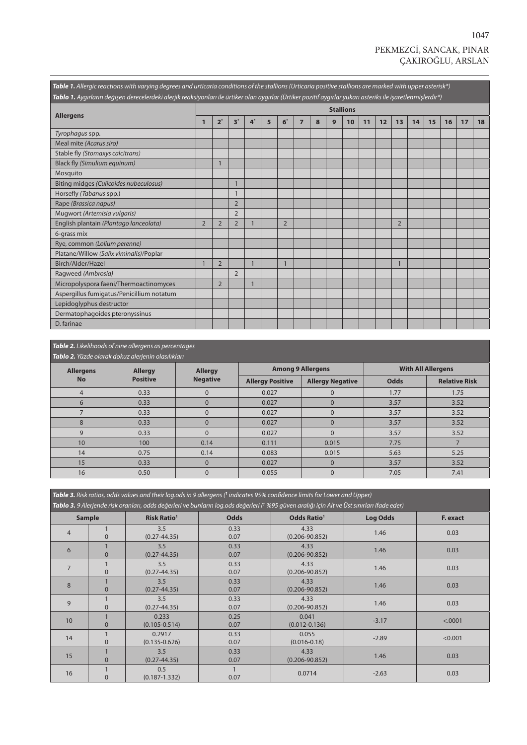**Table 1.** *Allergic reactions with varying degrees and urticaria conditions of the stallions (Urticaria positive stallions are marked with upper asterisk\*)*

**Tablo 1.** *Aygırların değişen derecelerdeki alerjik reaksiyonları ile ürtiker olan aygırlar (Ürtiker pozitif aygırlar yukarı asteriks ile işaretlenmişlerdir\*)*

| Allergens | Stallions | | | | | | | | | | | | | | | | | |
|---|---|---|---|---|---|---|---|---|---|---|---|---|---|---|---|---|---|---|
| | 1 | 2* | 3* | 4* | 5 | 6* | 7 | 8 | 9 | 10 | 11 | 12 | 13 | 14 | 15 | 16 | 17 | 18 |
| *Tyrophagus* spp. | | | | | | | | | | | | | | | | | | |
| Meal mite *(Acarus siro)* | | | | | | | | | | | | | | | | | | |
| Stable fly *(Stomaxys calcitrans)* | | | | | | | | | | | | | | | | | | |
| Black fly *(Simulium equinum)* | | 1 | | | | | | | | | | | | | | | | |
| Mosquito | | | | | | | | | | | | | | | | | | |
| Biting midges *(Culicoides nubeculosus)* | | | 1 | | | | | | | | | | | | | | | |
| Horsefly *(Tabanus* spp.) | | | 1 | | | | | | | | | | | | | | | |
| Rape *(Brassica napus)* | | | 2 | | | | | | | | | | | | | | | |
| Mugwort *(Artemisia vulgaris)* | | | 2 | | | | | | | | | | | | | | | |
| English plantain *(Plantago lanceolata)* | 2 | 2 | 2 | 1 | | 2 | | | | | | | 2 | | | | | |
| 6-grass mix | | | | | | | | | | | | | | | | | | |
| Rye, common *(Lolium perenne)* | | | | | | | | | | | | | | | | | | |
| Platane/Willow *(Salix viminalis)*/Poplar | | | | | | | | | | | | | | | | | | |
| Birch/Alder/Hazel | 1 | 2 | | 1 | | 1 | | | | | | | 1 | | | | | |
| Ragweed *(Ambrosia)* | | | 2 | | | | | | | | | | | | | | | |
| Micropolyspora faeni/Thermoactinomyces | | 2 | | 1 | | | | | | | | | | | | | | |
| Aspergillus fumigatus/Penicillium notatum | | | | | | | | | | | | | | | | | | |
| Lepidoglyphus destructor | | | | | | | | | | | | | | | | | | |
| Dermatophagoides pteronyssinus | | | | | | | | | | | | | | | | | | |
| D. farinae | | | | | | | | | | | | | | | | | | |

**Table 2.** *Likelihoods of nine allergens as percentages*

**Tablo 2.** *Yüzde olarak dokuz alerjenin olasılıkları*

| Allergens No | Allergy Positive | Allergy Negative | Among 9 Allergens | | With All Allergens | |
|---|---|---|---|---|---|---|
| | | | Allergy Positive | Allergy Negative | Odds | Relative Risk |
| 4 | 0.33 | 0 | 0.027 | 0 | 1.77 | 1.75 |
| 6 | 0.33 | 0 | 0.027 | 0 | 3.57 | 3.52 |
| 7 | 0.33 | 0 | 0.027 | 0 | 3.57 | 3.52 |
| 8 | 0.33 | 0 | 0.027 | 0 | 3.57 | 3.52 |
| 9 | 0.33 | 0 | 0.027 | 0 | 3.57 | 3.52 |
| 10 | 100 | 0.14 | 0.111 | 0.015 | 7.75 | 7 |
| 14 | 0.75 | 0.14 | 0.083 | 0.015 | 5.63 | 5.25 |
| 15 | 0.33 | 0 | 0.027 | 0 | 3.57 | 3.52 |
| 16 | 0.50 | 0 | 0.055 | 0 | 7.05 | 7.41 |

**Table 3.** *Risk ratios, odds values and their log.ods in 9 allergens ([1] indicates 95% confidence limits for Lower and Upper)*

**Tablo 3.** *9 Alerjende risk oranları, odds değerleri ve bunların log.ods değerleri ([1] %95 güven aralığı için Alt ve Üst sınırları ifade eder)*

| Sample | | Risk Ratio[1] | Odds | Odds Ratio[1] | Log Odds | F. exact |
|---|---|---|---|---|---|---|
| 4 | 1<br>0 | 3.5<br>(0.27-44.35) | 0.33<br>0.07 | 4.33<br>(0.206-90.852) | 1.46 | 0.03 |
| 6 | 1<br>0 | 3.5<br>(0.27-44.35) | 0.33<br>0.07 | 4.33<br>(0.206-90.852) | 1.46 | 0.03 |
| 7 | 1<br>0 | 3.5<br>(0.27-44.35) | 0.33<br>0.07 | 4.33<br>(0.206-90.852) | 1.46 | 0.03 |
| 8 | 1<br>0 | 3.5<br>(0.27-44.35) | 0.33<br>0.07 | 4.33<br>(0.206-90.852) | 1.46 | 0.03 |
| 9 | 1<br>0 | 3.5<br>(0.27-44.35) | 0.33<br>0.07 | 4.33<br>(0.206-90.852) | 1.46 | 0.03 |
| 10 | 1<br>0 | 0.233<br>(0.105-0.514) | 0.25<br>0.07 | 0.041<br>(0.012-0.136) | -3.17 | <.0001 |
| 14 | 1<br>0 | 0.2917<br>(0.135-0.626) | 0.33<br>0.07 | 0.055<br>(0.016-0.18) | -2.89 | <0.001 |
| 15 | 1<br>0 | 3.5<br>(0.27-44.35) | 0.33<br>0.07 | 4.33<br>(0.206-90.852) | 1.46 | 0.03 |
| 16 | 1<br>0 | 0.5<br>(0.187-1.332) | 1<br>0.07 | 0.0714 | -2.63 | 0.03 |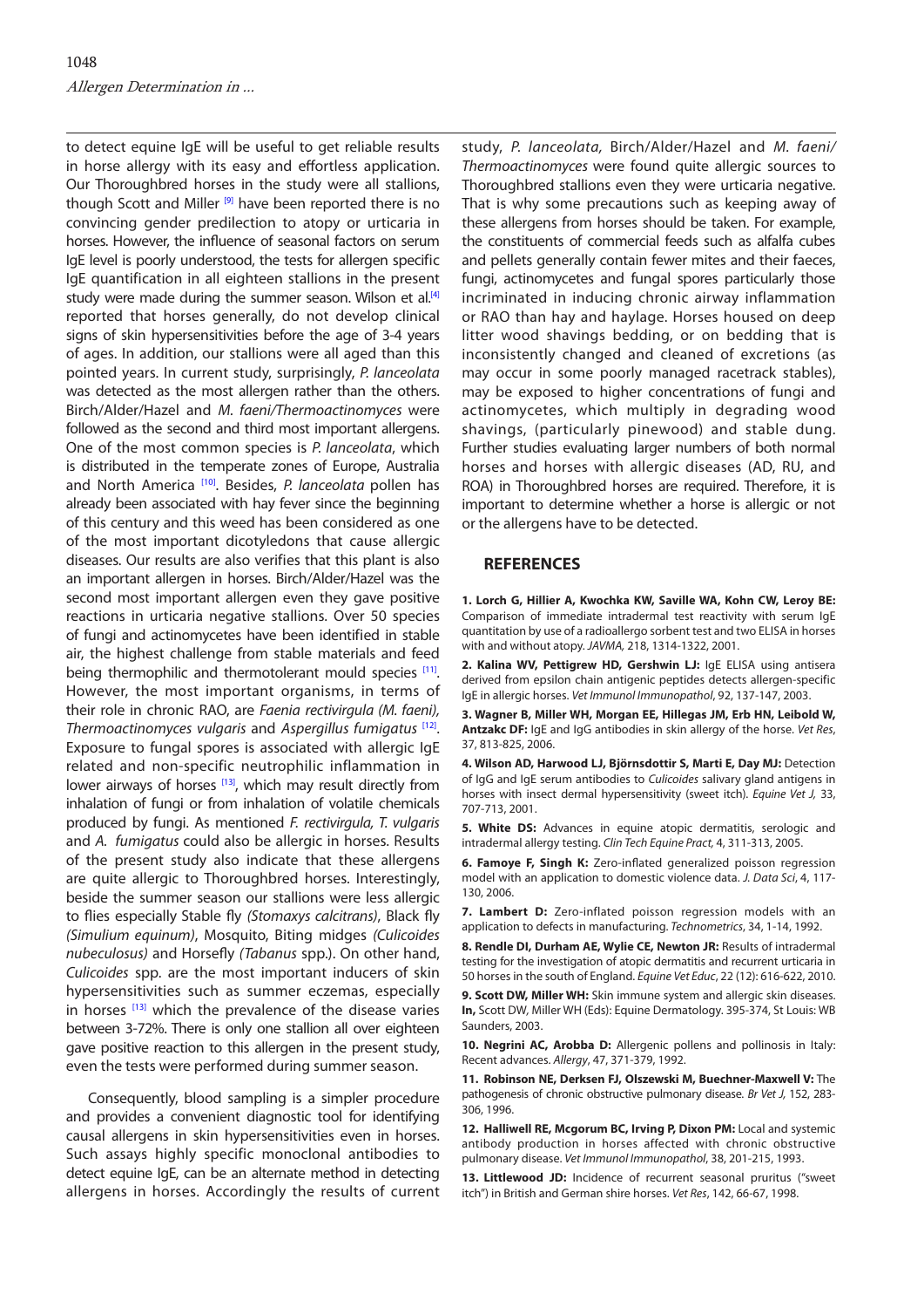to detect equine IgE will be useful to get reliable results in horse allergy with its easy and effortless application. Our Thoroughbred horses in the study were all stallions, though Scott and Miller [9] have been reported there is no convincing gender predilection to atopy or urticaria in horses. However, the influence of seasonal factors on serum IgE level is poorly understood, the tests for allergen specific IgE quantification in all eighteen stallions in the present study were made during the summer season. Wilson et al.[4] reported that horses generally, do not develop clinical signs of skin hypersensitivities before the age of 3-4 years of ages. In addition, our stallions were all aged than this pointed years. In current study, surprisingly, *P. lanceolata* was detected as the most allergen rather than the others. Birch/Alder/Hazel and *M. faeni/Thermoactinomyces* were followed as the second and third most important allergens. One of the most common species is *P. lanceolata*, which is distributed in the temperate zones of Europe, Australia and North America [10]. Besides, *P. lanceolata* pollen has already been associated with hay fever since the beginning of this century and this weed has been considered as one of the most important dicotyledons that cause allergic diseases. Our results are also verifies that this plant is also an important allergen in horses. Birch/Alder/Hazel was the second most important allergen even they gave positive reactions in urticaria negative stallions. Over 50 species of fungi and actinomycetes have been identified in stable air, the highest challenge from stable materials and feed being thermophilic and thermotolerant mould species [11]. However, the most important organisms, in terms of their role in chronic RAO, are *Faenia rectivirgula (M. faeni), Thermoactinomyces vulgaris* and *Aspergillus fumigatus* [12]. Exposure to fungal spores is associated with allergic IgE related and non-specific neutrophilic inflammation in lower airways of horses [13], which may result directly from inhalation of fungi or from inhalation of volatile chemicals produced by fungi. As mentioned *F. rectivirgula, T. vulgaris* and *A. fumigatus* could also be allergic in horses. Results of the present study also indicate that these allergens are quite allergic to Thoroughbred horses. Interestingly, beside the summer season our stallions were less allergic to flies especially Stable fly *(Stomaxys calcitrans)*, Black fly *(Simulium equinum)*, Mosquito, Biting midges *(Culicoides nubeculosus)* and Horsefly *(Tabanus* spp.). On other hand, *Culicoides* spp. are the most important inducers of skin hypersensitivities such as summer eczemas, especially in horses [13] which the prevalence of the disease varies between 3-72%. There is only one stallion all over eighteen gave positive reaction to this allergen in the present study, even the tests were performed during summer season.

Consequently, blood sampling is a simpler procedure and provides a convenient diagnostic tool for identifying causal allergens in skin hypersensitivities even in horses. Such assays highly specific monoclonal antibodies to detect equine IgE, can be an alternate method in detecting allergens in horses. Accordingly the results of current study, *P. lanceolata,* Birch/Alder/Hazel and *M. faeni/ Thermoactinomyces* were found quite allergic sources to Thoroughbred stallions even they were urticaria negative. That is why some precautions such as keeping away of these allergens from horses should be taken. For example, the constituents of commercial feeds such as alfalfa cubes and pellets generally contain fewer mites and their faeces, fungi, actinomycetes and fungal spores particularly those incriminated in inducing chronic airway inflammation or RAO than hay and haylage. Horses housed on deep litter wood shavings bedding, or on bedding that is inconsistently changed and cleaned of excretions (as may occur in some poorly managed racetrack stables), may be exposed to higher concentrations of fungi and actinomycetes, which multiply in degrading wood shavings, (particularly pinewood) and stable dung. Further studies evaluating larger numbers of both normal horses and horses with allergic diseases (AD, RU, and ROA) in Thoroughbred horses are required. Therefore, it is important to determine whether a horse is allergic or not or the allergens have to be detected.

## REFERENCES

**1. Lorch G, Hillier A, Kwochka KW, Saville WA, Kohn CW, Leroy BE:** Comparison of immediate intradermal test reactivity with serum IgE quantitation by use of a radioallergo sorbent test and two ELISA in horses with and without atopy. *JAVMA,* 218, 1314-1322, 2001.

**2. Kalina WV, Pettigrew HD, Gershwin LJ:** IgE ELISA using antisera derived from epsilon chain antigenic peptides detects allergen-specific IgE in allergic horses. *Vet Immunol Immunopathol*, 92, 137-147, 2003.

**3. Wagner B, Miller WH, Morgan EE, Hillegas JM, Erb HN, Leibold W, Antzakc DF:** IgE and IgG antibodies in skin allergy of the horse. *Vet Res*, 37, 813-825, 2006.

**4. Wilson AD, Harwood LJ, Björnsdottir S, Marti E, Day MJ:** Detection of IgG and IgE serum antibodies to *Culicoides* salivary gland antigens in horses with insect dermal hypersensitivity (sweet itch). *Equine Vet J,* 33, 707-713, 2001.

**5. White DS:** Advances in equine atopic dermatitis, serologic and intradermal allergy testing. *Clin Tech Equine Pract,* 4, 311-313, 2005.

**6. Famoye F, Singh K:** Zero-inflated generalized poisson regression model with an application to domestic violence data. *J. Data Sci*, 4, 117-130, 2006.

**7. Lambert D:** Zero-inflated poisson regression models with an application to defects in manufacturing. *Technometrics*, 34, 1-14, 1992.

**8. Rendle DI, Durham AE, Wylie CE, Newton JR:** Results of intradermal testing for the investigation of atopic dermatitis and recurrent urticaria in 50 horses in the south of England. *Equine Vet Educ*, 22 (12): 616-622, 2010.

**9. Scott DW, Miller WH:** Skin immune system and allergic skin diseases. **In,** Scott DW, Miller WH (Eds): Equine Dermatology. 395-374, St Louis: WB Saunders, 2003.

**10. Negrini AC, Arobba D:** Allergenic pollens and pollinosis in Italy: Recent advances. *Allergy*, 47, 371-379, 1992.

**11. Robinson NE, Derksen FJ, Olszewski M, Buechner-Maxwell V:** The pathogenesis of chronic obstructive pulmonary disease. *Br Vet J,* 152, 283-306, 1996.

**12. Halliwell RE, Mcgorum BC, Irving P, Dixon PM:** Local and systemic antibody production in horses affected with chronic obstructive pulmonary disease. *Vet Immunol Immunopathol*, 38, 201-215, 1993.

**13. Littlewood JD:** Incidence of recurrent seasonal pruritus ("sweet itch") in British and German shire horses. *Vet Res*, 142, 66-67, 1998.